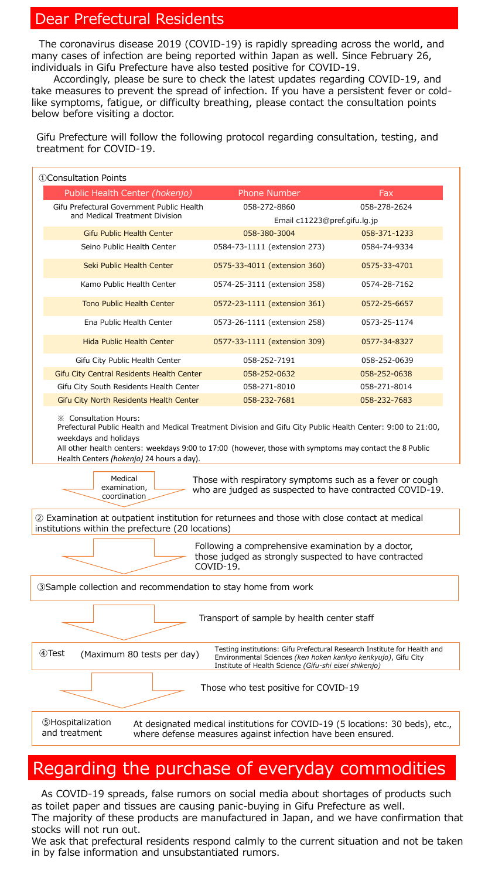# Dear Prefectural Residents

The coronavirus disease 2019 (COVID-19) is rapidly spreading across the world, and many cases of infection are being reported within Japan as well. Since February 26, individuals in Gifu Prefecture have also tested positive for COVID-19.

Accordingly, please be sure to check the latest updates regarding COVID-19, and take measures to prevent the spread of infection. If you have a persistent fever or cold-like symptoms, fatigue, or difficulty breathing, please contact the consultation points below before visiting a doctor.

Gifu Prefecture will follow the following protocol regarding consultation, testing, and treatment for COVID-19.

①Consultation Points

| Public Health Center *(hokenjo)* | Phone Number | Fax |
|---|---|---|
| Gifu Prefectural Government Public Health and Medical Treatment Division | 058-272-8860<br>Email c11223@pref.gifu.lg.jp | 058-278-2624 |
| Gifu Public Health Center | 058-380-3004 | 058-371-1233 |
| Seino Public Health Center | 0584-73-1111 (extension 273) | 0584-74-9334 |
| Seki Public Health Center | 0575-33-4011 (extension 360) | 0575-33-4701 |
| Kamo Public Health Center | 0574-25-3111 (extension 358) | 0574-28-7162 |
| Tono Public Health Center | 0572-23-1111 (extension 361) | 0572-25-6657 |
| Ena Public Health Center | 0573-26-1111 (extension 258) | 0573-25-1174 |
| Hida Public Health Center | 0577-33-1111 (extension 309) | 0577-34-8327 |
| Gifu City Public Health Center | 058-252-7191 | 058-252-0639 |
| Gifu City Central Residents Health Center | 058-252-0632 | 058-252-0638 |
| Gifu City South Residents Health Center | 058-271-8010 | 058-271-8014 |
| Gifu City North Residents Health Center | 058-232-7681 | 058-232-7683 |

※ Consultation Hours:
Prefectural Public Health and Medical Treatment Division and Gifu City Public Health Center: 9:00 to 21:00, weekdays and holidays
All other health centers: weekdays 9:00 to 17:00 (however, those with symptoms may contact the 8 Public Health Centers *(hokenjo)* 24 hours a day).

Medical examination, coordination — Those with respiratory symptoms such as a fever or cough who are judged as suspected to have contracted COVID-19.

② Examination at outpatient institution for returnees and those with close contact at medical institutions within the prefecture (20 locations)

Following a comprehensive examination by a doctor, those judged as strongly suspected to have contracted COVID-19.

③Sample collection and recommendation to stay home from work

Transport of sample by health center staff

④Test (Maximum 80 tests per day)

Testing institutions: Gifu Prefectural Research Institute for Health and Environmental Sciences *(ken hoken kankyo kenkyujo)*, Gifu City Institute of Health Science *(Gifu-shi eisei shikenjo)*

Those who test positive for COVID-19

⑤Hospitalization and treatment

At designated medical institutions for COVID-19 (5 locations: 30 beds), etc., where defense measures against infection have been ensured.

# Regarding the purchase of everyday commodities

As COVID-19 spreads, false rumors on social media about shortages of products such as toilet paper and tissues are causing panic-buying in Gifu Prefecture as well.
The majority of these products are manufactured in Japan, and we have confirmation that stocks will not run out.
We ask that prefectural residents respond calmly to the current situation and not be taken in by false information and unsubstantiated rumors.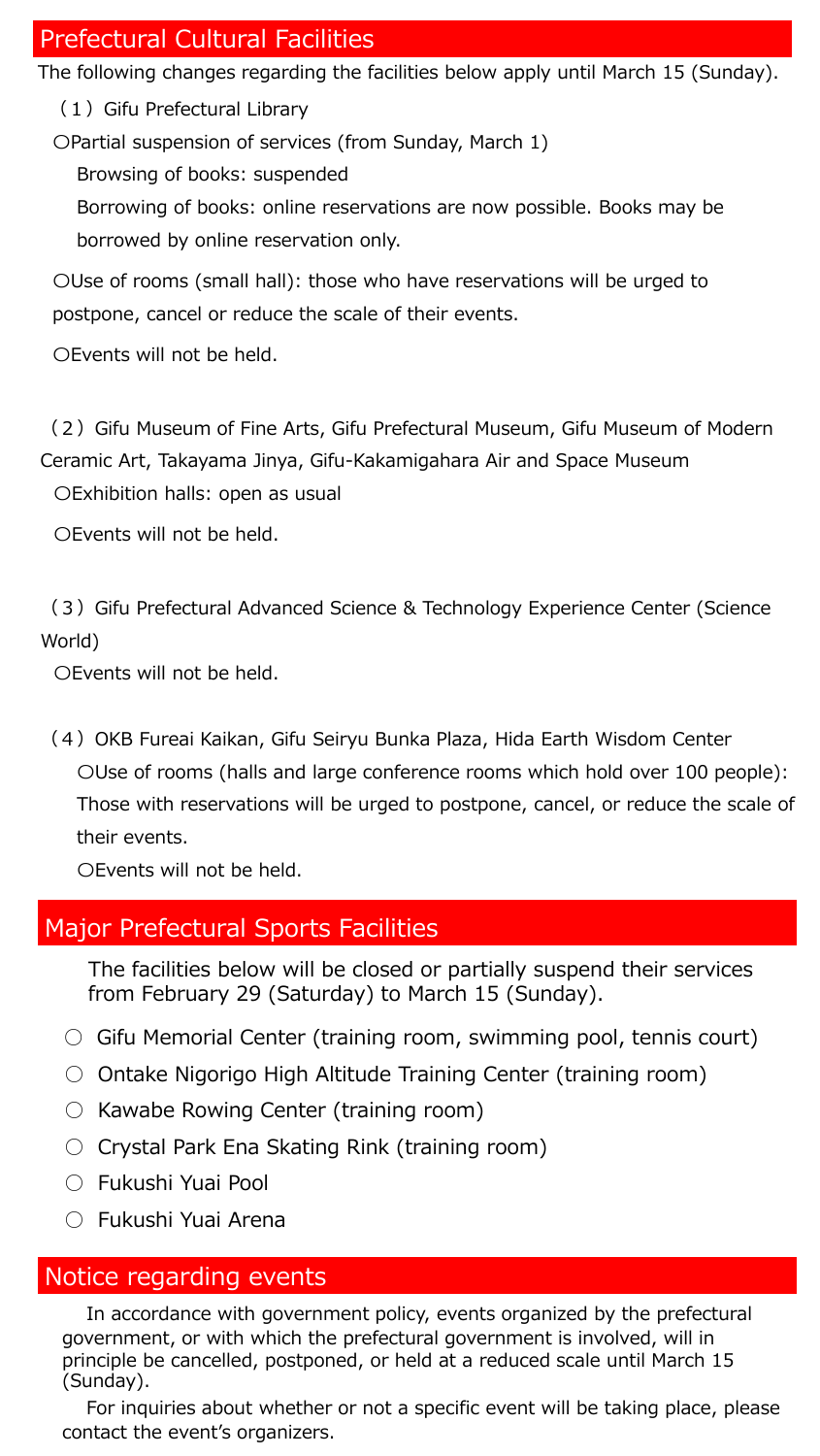## Prefectural Cultural Facilities

The following changes regarding the facilities below apply until March 15 (Sunday).

（1）Gifu Prefectural Library

○Partial suspension of services (from Sunday, March 1)

Browsing of books: suspended

Borrowing of books: online reservations are now possible. Books may be borrowed by online reservation only.

○Use of rooms (small hall): those who have reservations will be urged to postpone, cancel or reduce the scale of their events.

○Events will not be held.

（2）Gifu Museum of Fine Arts, Gifu Prefectural Museum, Gifu Museum of Modern Ceramic Art, Takayama Jinya, Gifu-Kakamigahara Air and Space Museum

○Exhibition halls: open as usual

○Events will not be held.

（3）Gifu Prefectural Advanced Science & Technology Experience Center (Science World)

○Events will not be held.

（4）OKB Fureai Kaikan, Gifu Seiryu Bunka Plaza, Hida Earth Wisdom Center

○Use of rooms (halls and large conference rooms which hold over 100 people): Those with reservations will be urged to postpone, cancel, or reduce the scale of their events.

○Events will not be held.

## Major Prefectural Sports Facilities

The facilities below will be closed or partially suspend their services from February 29 (Saturday) to March 15 (Sunday).

- ○ Gifu Memorial Center (training room, swimming pool, tennis court)
- ○ Ontake Nigorigo High Altitude Training Center (training room)
- ○ Kawabe Rowing Center (training room)
- ○ Crystal Park Ena Skating Rink (training room)
- ○ Fukushi Yuai Pool
- ○ Fukushi Yuai Arena

## Notice regarding events

In accordance with government policy, events organized by the prefectural government, or with which the prefectural government is involved, will in principle be cancelled, postponed, or held at a reduced scale until March 15 (Sunday).

For inquiries about whether or not a specific event will be taking place, please contact the event's organizers.